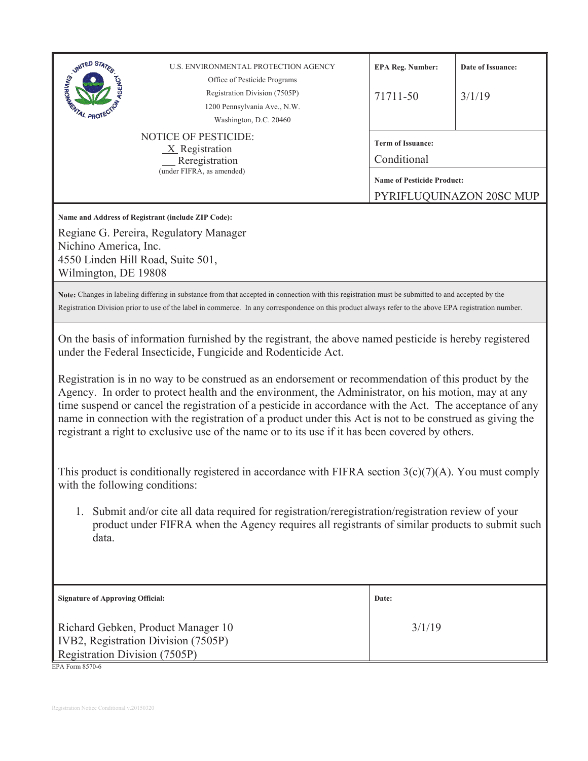U.S. ENVIRONMENTAL PROTECTION AGENCY
Office of Pesticide Programs
Registration Division (7505P)
1200 Pennsylvania Ave., N.W.
Washington, D.C. 20460

| EPA Reg. Number: | Date of Issuance: |
|---|---|
| 71711-50 | 3/1/19 |

NOTICE OF PESTICIDE:
_X_ Registration
__ Reregistration
(under FIFRA, as amended)

**Term of Issuance:**
Conditional

**Name of Pesticide Product:**
PYRIFLUQUINAZON 20SC MUP

**Name and Address of Registrant (include ZIP Code):**

Regiane G. Pereira, Regulatory Manager
Nichino America, Inc.
4550 Linden Hill Road, Suite 501,
Wilmington, DE 19808

**Note:** Changes in labeling differing in substance from that accepted in connection with this registration must be submitted to and accepted by the Registration Division prior to use of the label in commerce. In any correspondence on this product always refer to the above EPA registration number.

On the basis of information furnished by the registrant, the above named pesticide is hereby registered under the Federal Insecticide, Fungicide and Rodenticide Act.

Registration is in no way to be construed as an endorsement or recommendation of this product by the Agency. In order to protect health and the environment, the Administrator, on his motion, may at any time suspend or cancel the registration of a pesticide in accordance with the Act. The acceptance of any name in connection with the registration of a product under this Act is not to be construed as giving the registrant a right to exclusive use of the name or to its use if it has been covered by others.

This product is conditionally registered in accordance with FIFRA section 3(c)(7)(A). You must comply with the following conditions:

1. Submit and/or cite all data required for registration/reregistration/registration review of your product under FIFRA when the Agency requires all registrants of similar products to submit such data.

| Signature of Approving Official: | Date: |
|---|---|
| Richard Gebken, Product Manager 10<br>IVB2, Registration Division (7505P)<br>Registration Division (7505P) | 3/1/19 |

EPA Form 8570-6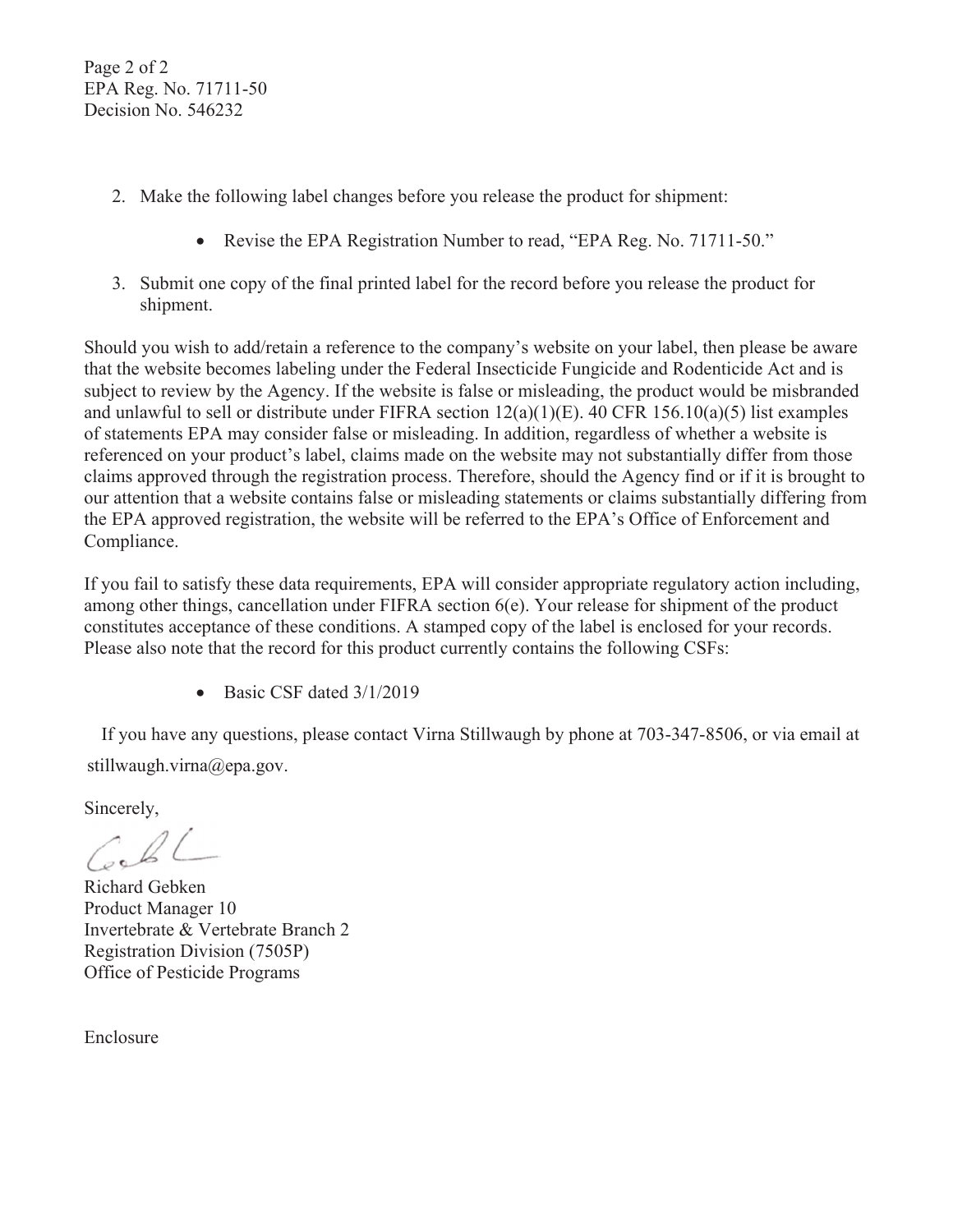2. Make the following label changes before you release the product for shipment:

    - Revise the EPA Registration Number to read, "EPA Reg. No. 71711-50."

3. Submit one copy of the final printed label for the record before you release the product for shipment.

Should you wish to add/retain a reference to the company's website on your label, then please be aware that the website becomes labeling under the Federal Insecticide Fungicide and Rodenticide Act and is subject to review by the Agency. If the website is false or misleading, the product would be misbranded and unlawful to sell or distribute under FIFRA section 12(a)(1)(E). 40 CFR 156.10(a)(5) list examples of statements EPA may consider false or misleading. In addition, regardless of whether a website is referenced on your product's label, claims made on the website may not substantially differ from those claims approved through the registration process. Therefore, should the Agency find or if it is brought to our attention that a website contains false or misleading statements or claims substantially differing from the EPA approved registration, the website will be referred to the EPA's Office of Enforcement and Compliance.

If you fail to satisfy these data requirements, EPA will consider appropriate regulatory action including, among other things, cancellation under FIFRA section 6(e). Your release for shipment of the product constitutes acceptance of these conditions. A stamped copy of the label is enclosed for your records. Please also note that the record for this product currently contains the following CSFs:

- Basic CSF dated 3/1/2019

If you have any questions, please contact Virna Stillwaugh by phone at 703-347-8506, or via email at stillwaugh.virna@epa.gov.

Sincerely,

Richard Gebken
Product Manager 10
Invertebrate & Vertebrate Branch 2
Registration Division (7505P)
Office of Pesticide Programs

Enclosure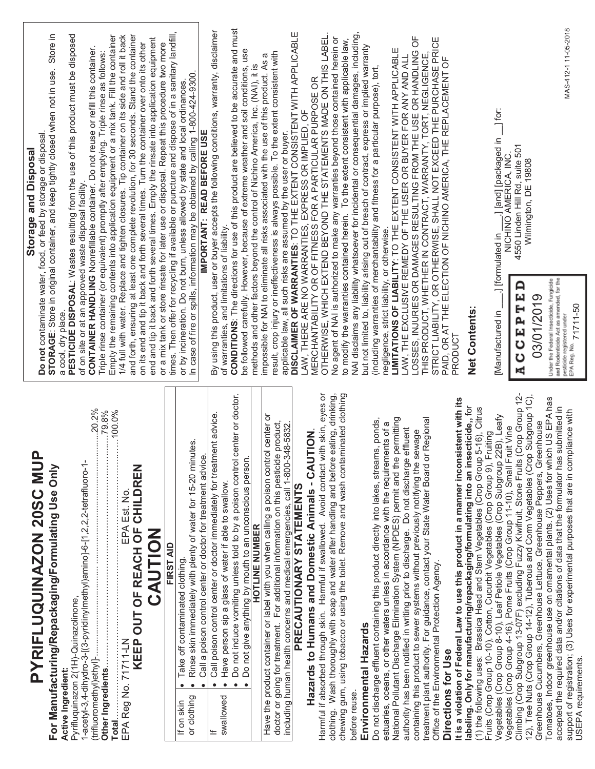# PYRIFLUQUINAZON 20SC MUP

## For Manufacturing/Repackaging/Formulating Use Only

**Active Ingredient:**
Pyrifluquinazon 2(1H)-Quinazolinone,
1-acetyl-3,4-dihydro-3-[(3-pyridinylmethyl)amino]-6-[1,2,2,2-tetrafluoro-1-(trifluoromethyl)ethyl]-........................20.2%
**Other Ingredients**........................79.8%
**Total**........................100.0%

EPA Reg No. 71711-LN EPA Est. No.

## KEEP OUT OF REACH OF CHILDREN

# CAUTION

| FIRST AID | |
|---|---|
| If on skin or clothing | • Take off contaminated clothing.<br>• Rinse skin immediately with plenty of water for 15-20 minutes.<br>• Call a poison control center or doctor for treatment advice. |
| If swallowed | • Call poison control center or doctor immediately for treatment advice.<br>• Have person sip a glass of water if able to swallow.<br>• Do not induce vomiting unless told to by a poison control center or doctor.<br>• Do not give anything by mouth to an unconscious person. |
| **HOTLINE NUMBER** | |
| Have the product container or label with you when calling a poison control center or doctor or going for treatment. For additional information on this pesticide product, including human health concerns and medical emergencies, call 1-800-348-5832. | |

## PRECAUTIONARY STATEMENTS

### Hazards to Humans and Domestic Animals - CAUTION

Harmful if absorbed through skin. Harmful if swallowed. Avoid contact with skin, eyes or clothing. Wash thoroughly with soap and water after handling and before eating, drinking, chewing gum, using tobacco or using the toilet. Remove and wash contaminated clothing before reuse.

### Environmental Hazards

Do not discharge effluent containing this product directly into lakes, streams, ponds, estuaries, oceans, or other waters unless in accordance with the requirements of a National Pollutant Discharge Elimination System (NPDES) permit and the permitting authority has been notified in writing prior to discharge. Do not discharge effluent containing this product to sewer systems without previously notifying the sewage treatment plant authority. For guidance, contact your State Water Board or Regional Office of the Environmental Protection Agency.

### Directions for Use

**It is a violation of Federal Law to use this product in a manner inconsistent with its labeling. Only for manufacturing/repackaging/formulating into an insecticide,** for (1) the following uses: Brassica Head and Stem Vegetables (Crop Group 5-16), Citrus Fruits (Crop Group 10-10), Cotton, Cucurbit Vegetables (Crop Group 9), Fruiting Vegetables (Crop Group 8-10), Leaf Petiole Vegetables (Crop Subgroup 22B), Leafy Vegetables (Crop Group 4-16), Pome Fruits (Crop Group 11-10), Small Fruit Vine Climbing (Crop Subgroup 13-07F) excluding Fuzzy Kiwifruit, Stone Fruits (Crop Group 12-12), Tree Nuts (Crop Group 14-12), Tuberous and Corm Vegetables (Crop Subgroup 1C), Greenhouse Cucumbers, Greenhouse Lettuce, Greenhouse Peppers, Greenhouse Tomatoes, Indoor greenhouse use on ornamental plants. (2) Uses for which US EPA has accepted the required data and/or citations of data that the formulator has submitted in support of registration; (3) Uses for experimental purposes that are in compliance with USEPA requirements.

## Storage and Disposal

**Do not** contaminate water, food, or feed by storage or disposal.
**STORAGE**: Store in original container, and keep tightly closed when not in use. Store in a cool, dry place.
**PESTICIDE DISPOSAL**: Wastes resulting from the use of this product must be disposed of on site or at an approved waste disposal facility.
**CONTAINER HANDLING** Nonrefillable container. Do not reuse or refill this container. Triple rinse container (or equivalent) promptly after emptying. Triple rinse as follows: Empty the remaining contents into application equipment or a mix tank. Fill the container 1/4 full with water. Replace and tighten closures. Tip container on its side and roll it back and forth, ensuring at least one complete revolution, for 30 seconds. Stand the container on its end and tip it back and forth several times. Turn the container over onto its other end and tip it back and forth several times. Empty the rinsate into application equipment or a mix tank or store rinsate for later use or disposal. Repeat this procedure two more times. Then offer for recycling if available or puncture and dispose of in a sanitary landfill, or by incineration. Do not burn, unless allowed by state and local ordinances.
In case of fire or spills, information may be obtained by calling 1-800-424-9300.

### IMPORTANT: READ BEFORE USE

By using this product, user or buyer accepts the following conditions, warranty, disclaimer of warranties, and limitations of liability.
**CONDITIONS**: The directions for use of this product are believed to be accurate and must be followed carefully. However, because of extreme weather and soil conditions, use methods and other factors beyond the control of Nichino America, Inc. (NAI), it is impossible for NAI to eliminate all risks associated with the use of this product. As a result, crop injury or ineffectiveness is always possible. To the extent consistent with applicable law, all such risks are assumed by the user or buyer.
**DISCLAIMER OF WARRANTIES**: TO THE EXTENT CONSISTENT WITH APPLICABLE LAW, THERE ARE NO WARRANTIES, EXPRESS OR IMPLIED, OF MERCHANTABILITY OR OF FITNESS FOR A PARTICULAR PURPOSE OR OTHERWISE, WHICH EXTEND BEYOND THE STATEMENTS MADE ON THIS LABEL. No agent of NAI is authorized to make any warranties beyond those contained herein or to modify the warranties contained herein. To the extent consistent with applicable law, NAI disclaims any liability whatsoever for incidental or consequential damages, including, but not limited to, liability arising out of breach of contract, express or implied warranty (including warranties of merchantability and fitness for a particular purpose), tort, negligence, strict liability, or otherwise.
**LIMITATIONS OF LIABILITY**: TO THE EXTENT CONSISTENT WITH APPLICABLE LAW, THE EXCLUSIVE REMEDY OF THE USER OR BUYER FOR ANY AND ALL LOSSES, INJURIES OR DAMAGES RESULTING FROM THE USE OR HANDLING OF THIS PRODUCT, WHETHER IN CONTRACT, WARRANTY, TORT, NEGLIGENCE, STRICT LIABILITY, OR OTHERWISE, SHALL NOT EXCEED THE PURCHASE PRICE PAID, OR AT THE ELECTION OF NICHINO AMERICA, THE REPLACEMENT OF PRODUCT

**Net Contents:**

[Manufactured in ___] [formulated in ___] [and] [packaged in ___] for:
NICHINO AMERICA, INC.
4550 Linden Hill Rd, suite 501
Wilmington, DE 19808

ACCEPTED
03/01/2019
Under the Federal Insecticide, Fungicide and Rodenticide Act as amended, for the pesticide registered under EPA Reg. No. 71711-50

MAS-412-1 11-05-2018